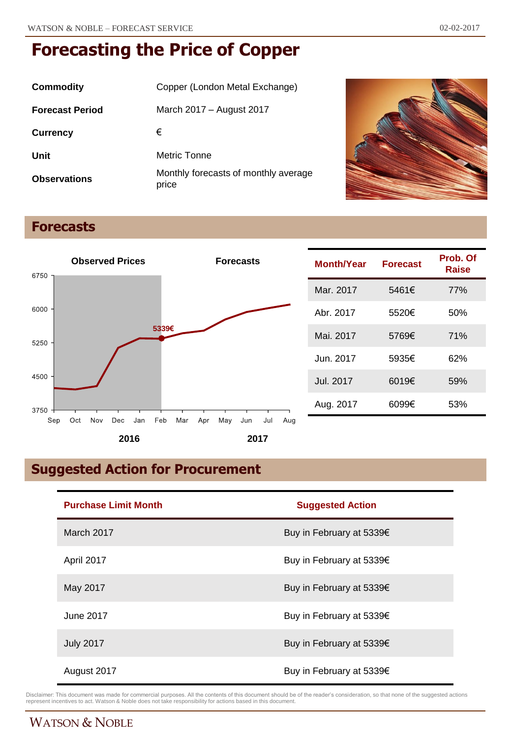# Forecasting the Price of Copper

| | |
|---|---|
| **Commodity** | Copper (London Metal Exchange) |
| **Forecast Period** | March 2017 – August 2017 |
| **Currency** | € |
| **Unit** | Metric Tonne |
| **Observations** | Monthly forecasts of monthly average price |

## Forecasts

| Month/Year | Forecast | Prob. Of Raise |
|---|---|---|
| Mar. 2017 | 5461€ | 77% |
| Abr. 2017 | 5520€ | 50% |
| Mai. 2017 | 5769€ | 71% |
| Jun. 2017 | 5935€ | 62% |
| Jul. 2017 | 6019€ | 59% |
| Aug. 2017 | 6099€ | 53% |

## Suggested Action for Procurement

| Purchase Limit Month | Suggested Action |
|---|---|
| March 2017 | Buy in February at 5339€ |
| April 2017 | Buy in February at 5339€ |
| May 2017 | Buy in February at 5339€ |
| June 2017 | Buy in February at 5339€ |
| July 2017 | Buy in February at 5339€ |
| August 2017 | Buy in February at 5339€ |

Disclaimer: This document was made for commercial purposes. All the contents of this document should be of the reader's consideration, so that none of the suggested actions represent incentives to act. Watson & Noble does not take responsibility for actions based in this document.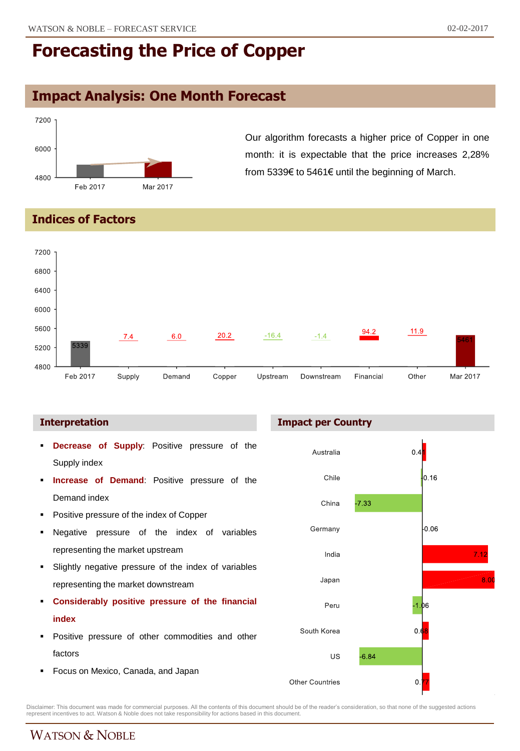# Forecasting the Price of Copper

## Impact Analysis: One Month Forecast

Our algorithm forecasts a higher price of Copper in one month: it is expectable that the price increases 2,28% from 5339€ to 5461€ until the beginning of March.

## Indices of Factors

| Feb 2017 | Supply | Demand | Copper | Upstream | Downstream | Financial | Other | Mar 2017 |
|---|---|---|---|---|---|---|---|---|
| 5339 | 7.4 | 6.0 | 20.2 | -16.4 | -1.4 | 94.2 | 11.9 | 5461 |

### Interpretation

- **Decrease of Supply**: Positive pressure of the Supply index
- **Increase of Demand**: Positive pressure of the Demand index
- Positive pressure of the index of Copper
- Negative pressure of the index of variables representing the market upstream
- Slightly negative pressure of the index of variables representing the market downstream
- **Considerably positive pressure of the financial index**
- Positive pressure of other commodities and other factors
- Focus on Mexico, Canada, and Japan

### Impact per Country

| Country | Impact |
|---|---|
| Australia | 0.41 |
| Chile | -0.16 |
| China | -7.33 |
| Germany | -0.06 |
| India | 7.12 |
| Japan | 8.00 |
| Peru | -1.06 |
| South Korea | 0.68 |
| US | -6.84 |
| Other Countries | 0.77 |

Disclaimer: This document was made for commercial purposes. All the contents of this document should be of the reader's consideration, so that none of the suggested actions represent incentives to act. Watson & Noble does not take responsibility for actions based in this document.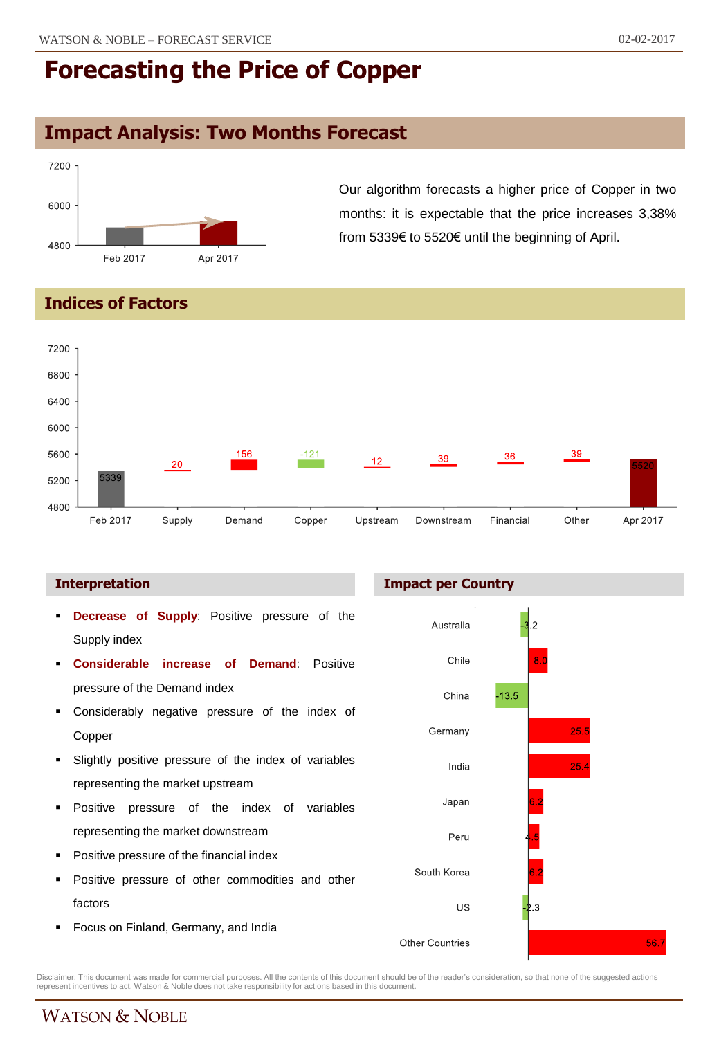# Forecasting the Price of Copper

## Impact Analysis: Two Months Forecast

Our algorithm forecasts a higher price of Copper in two months: it is expectable that the price increases 3,38% from 5339€ to 5520€ until the beginning of April.

## Indices of Factors

| Feb 2017 | Supply | Demand | Copper | Upstream | Downstream | Financial | Other | Apr 2017 |
|---|---|---|---|---|---|---|---|---|
| 5339 | 20 | 156 | -121 | 12 | 39 | 36 | 39 | 5520 |

### Interpretation

- **Decrease of Supply**: Positive pressure of the Supply index
- **Considerable increase of Demand**: Positive pressure of the Demand index
- Considerably negative pressure of the index of Copper
- Slightly positive pressure of the index of variables representing the market upstream
- Positive pressure of the index of variables representing the market downstream
- Positive pressure of the financial index
- Positive pressure of other commodities and other factors
- Focus on Finland, Germany, and India

### Impact per Country

| Country | Impact |
|---|---|
| Australia | -3.2 |
| Chile | 8.0 |
| China | -13.5 |
| Germany | 25.5 |
| India | 25.4 |
| Japan | 6.2 |
| Peru | 4.5 |
| South Korea | 6.2 |
| US | -2.3 |
| Other Countries | 56.7 |

Disclaimer: This document was made for commercial purposes. All the contents of this document should be of the reader's consideration, so that none of the suggested actions represent incentives to act. Watson & Noble does not take responsibility for actions based in this document.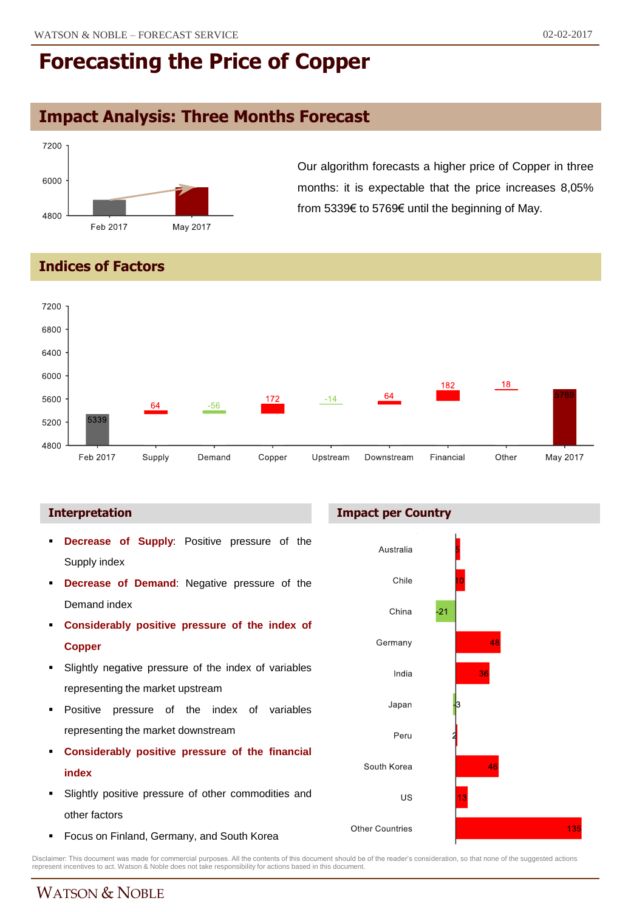# Forecasting the Price of Copper

## Impact Analysis: Three Months Forecast

| | Value |
|---|---|
| Feb 2017 | 5339 |
| May 2017 | 5769 |

Our algorithm forecasts a higher price of Copper in three months: it is expectable that the price increases 8,05% from 5339€ to 5769€ until the beginning of May.

## Indices of Factors

| Feb 2017 | Supply | Demand | Copper | Upstream | Downstream | Financial | Other | May 2017 |
|---|---|---|---|---|---|---|---|---|
| 5339 | 64 | -56 | 172 | -14 | 64 | 182 | 18 | 5769 |

### Interpretation

- **Decrease of Supply**: Positive pressure of the Supply index
- **Decrease of Demand**: Negative pressure of the Demand index
- **Considerably positive pressure of the index of Copper**
- Slightly negative pressure of the index of variables representing the market upstream
- Positive pressure of the index of variables representing the market downstream
- **Considerably positive pressure of the financial index**
- Slightly positive pressure of other commodities and other factors
- Focus on Finland, Germany, and South Korea

### Impact per Country

| Country | Impact |
|---|---|
| Australia | 5 |
| Chile | 10 |
| China | -21 |
| Germany | 48 |
| India | 36 |
| Japan | -3 |
| Peru | 2 |
| South Korea | 46 |
| US | 13 |
| Other Countries | 135 |

Disclaimer: This document was made for commercial purposes. All the contents of this document should be of the reader's consideration, so that none of the suggested actions represent incentives to act. Watson & Noble does not take responsibility for actions based in this document.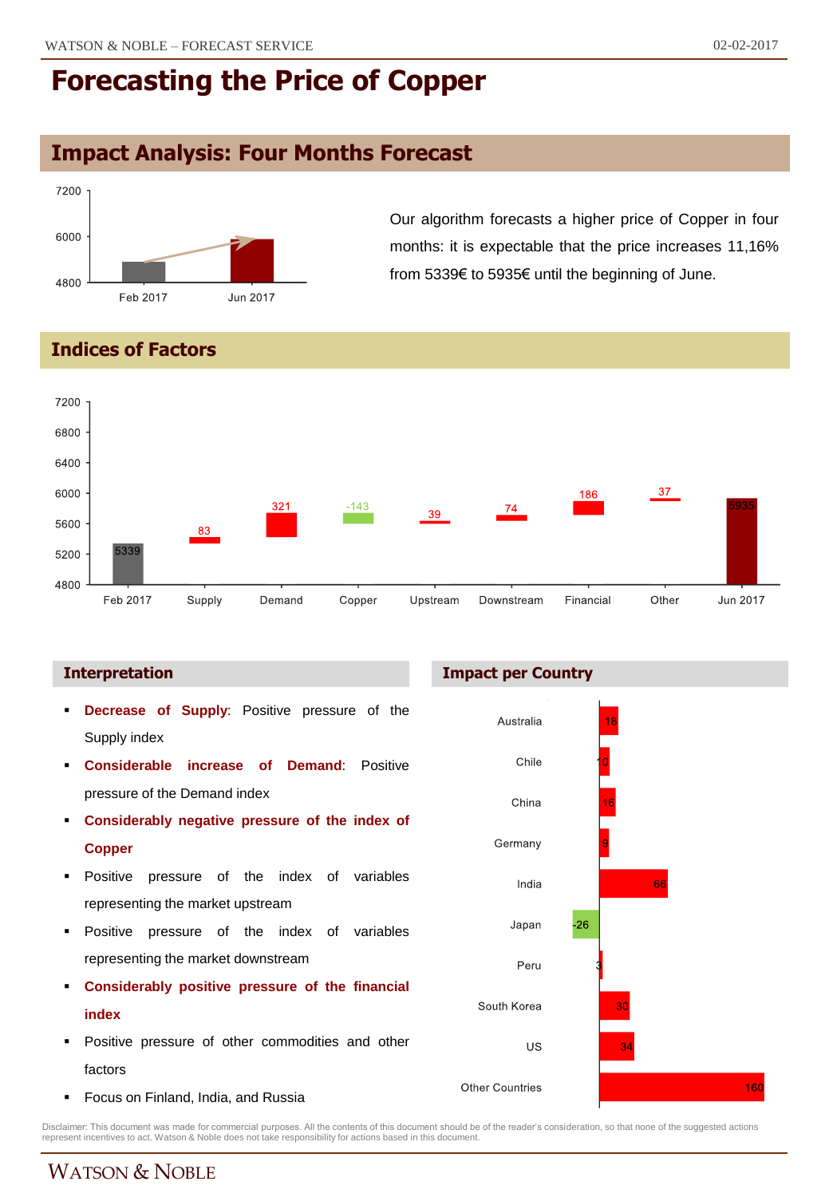# Forecasting the Price of Copper

## Impact Analysis: Four Months Forecast

Our algorithm forecasts a higher price of Copper in four months: it is expectable that the price increases 11,16% from 5339€ to 5935€ until the beginning of June.

## Indices of Factors

| Factor | Value |
|---|---|
| Feb 2017 | 5339 |
| Supply | 83 |
| Demand | 321 |
| Copper | -143 |
| Upstream | 39 |
| Downstream | 74 |
| Financial | 186 |
| Other | 37 |
| Jun 2017 | 5935 |

### Interpretation

- **Decrease of Supply**: Positive pressure of the Supply index
- **Considerable increase of Demand**: Positive pressure of the Demand index
- **Considerably negative pressure of the index of Copper**
- Positive pressure of the index of variables representing the market upstream
- Positive pressure of the index of variables representing the market downstream
- **Considerably positive pressure of the financial index**
- Positive pressure of other commodities and other factors
- Focus on Finland, India, and Russia

### Impact per Country

| Country | Impact |
|---|---|
| Australia | 18 |
| Chile | 10 |
| China | 16 |
| Germany | 9 |
| India | 66 |
| Japan | -26 |
| Peru | 3 |
| South Korea | 30 |
| US | 34 |
| Other Countries | 160 |

Disclaimer: This document was made for commercial purposes. All the contents of this document should be of the reader's consideration, so that none of the suggested actions represent incentives to act. Watson & Noble does not take responsibility for actions based in this document.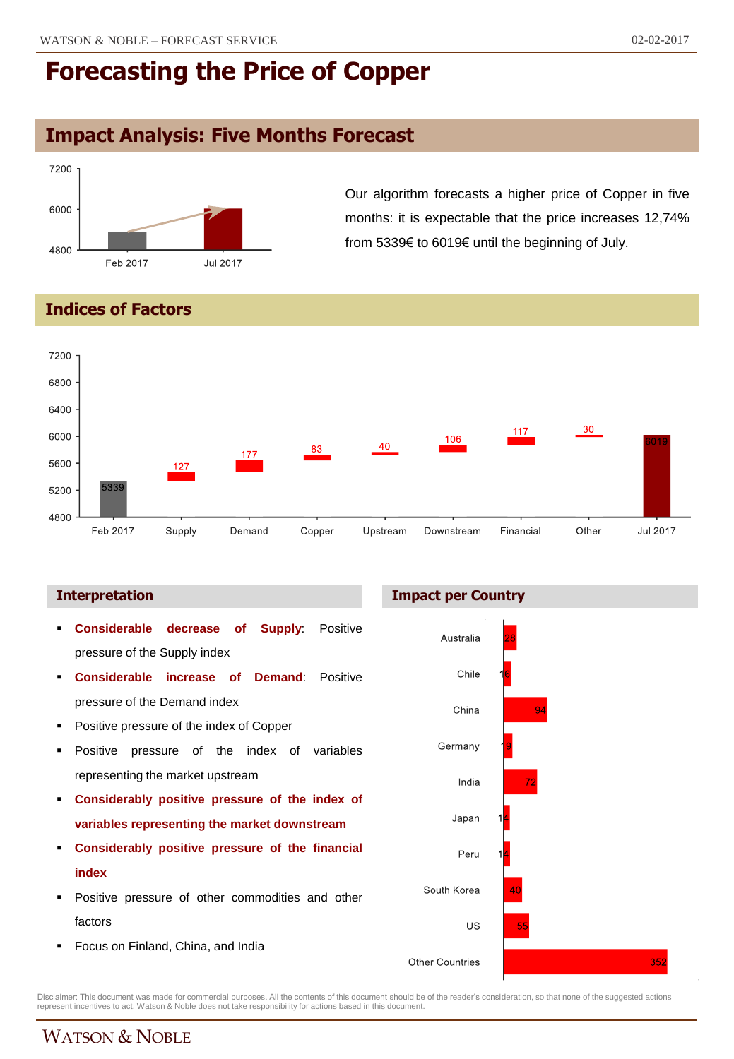# Forecasting the Price of Copper

## Impact Analysis: Five Months Forecast

Our algorithm forecasts a higher price of Copper in five months: it is expectable that the price increases 12,74% from 5339€ to 6019€ until the beginning of July.

## Indices of Factors

| Feb 2017 | Supply | Demand | Copper | Upstream | Downstream | Financial | Other | Jul 2017 |
|---|---|---|---|---|---|---|---|---|
| 5339 | 127 | 177 | 83 | 40 | 106 | 117 | 30 | 6019 |

### Interpretation

- **Considerable decrease of Supply**: Positive pressure of the Supply index
- **Considerable increase of Demand**: Positive pressure of the Demand index
- Positive pressure of the index of Copper
- Positive pressure of the index of variables representing the market upstream
- **Considerably positive pressure of the index of variables representing the market downstream**
- **Considerably positive pressure of the financial index**
- Positive pressure of other commodities and other factors
- Focus on Finland, China, and India

### Impact per Country

| Country | Impact |
|---|---|
| Australia | 28 |
| Chile | 16 |
| China | 94 |
| Germany | 19 |
| India | 72 |
| Japan | 14 |
| Peru | 14 |
| South Korea | 40 |
| US | 55 |
| Other Countries | 352 |

Disclaimer: This document was made for commercial purposes. All the contents of this document should be of the reader's consideration, so that none of the suggested actions represent incentives to act. Watson & Noble does not take responsibility for actions based in this document.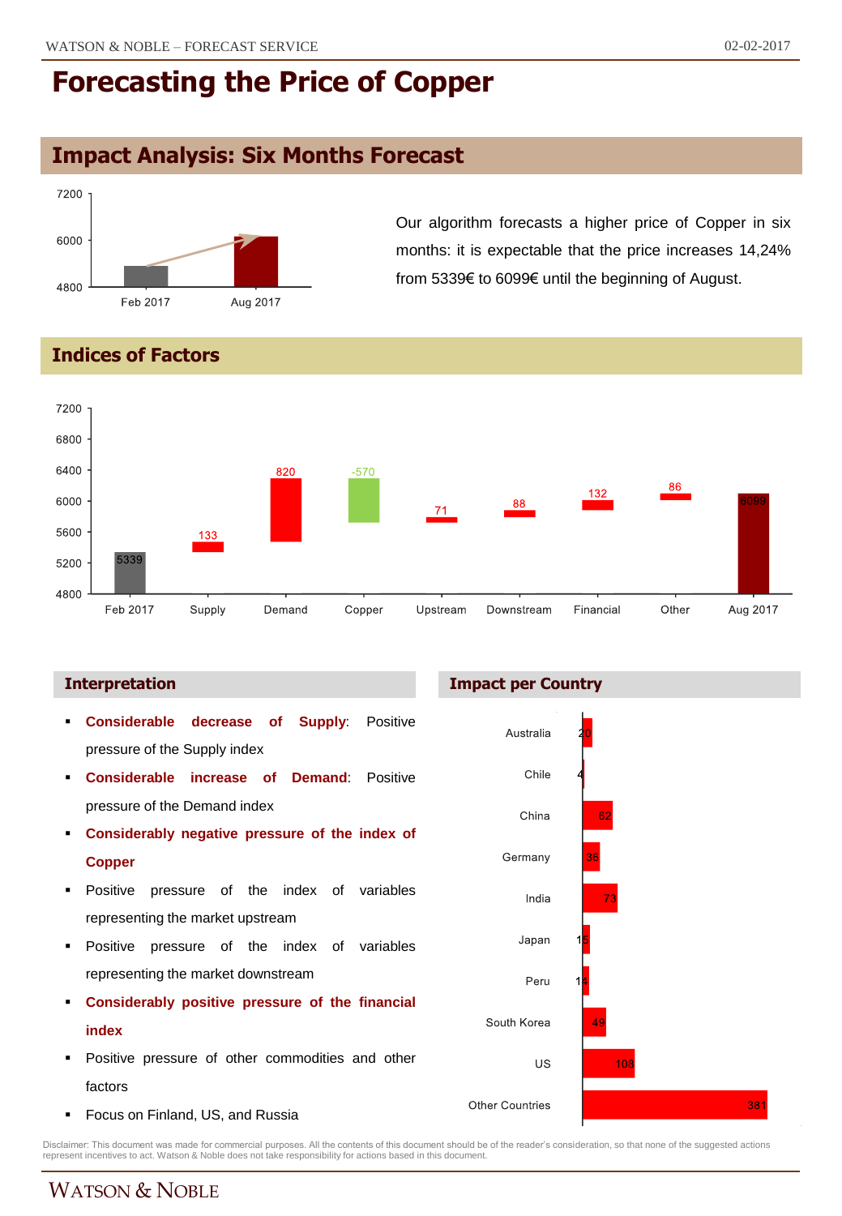# Forecasting the Price of Copper

## Impact Analysis: Six Months Forecast

Our algorithm forecasts a higher price of Copper in six months: it is expectable that the price increases 14,24% from 5339€ to 6099€ until the beginning of August.

## Indices of Factors

| | Feb 2017 | Supply | Demand | Copper | Upstream | Downstream | Financial | Other | Aug 2017 |
|---|---|---|---|---|---|---|---|---|---|
| Value | 5339 | 133 | 820 | -570 | 71 | 88 | 132 | 86 | 6099 |

### Interpretation

- **Considerable decrease of Supply**: Positive pressure of the Supply index
- **Considerable increase of Demand**: Positive pressure of the Demand index
- **Considerably negative pressure of the index of Copper**
- Positive pressure of the index of variables representing the market upstream
- Positive pressure of the index of variables representing the market downstream
- **Considerably positive pressure of the financial index**
- Positive pressure of other commodities and other factors
- Focus on Finland, US, and Russia

### Impact per Country

| Country | Impact |
|---|---|
| Australia | 20 |
| Chile | 4 |
| China | 62 |
| Germany | 36 |
| India | 73 |
| Japan | 15 |
| Peru | 14 |
| South Korea | 49 |
| US | 108 |
| Other Countries | 381 |

Disclaimer: This document was made for commercial purposes. All the contents of this document should be of the reader's consideration, so that none of the suggested actions represent incentives to act. Watson & Noble does not take responsibility for actions based in this document.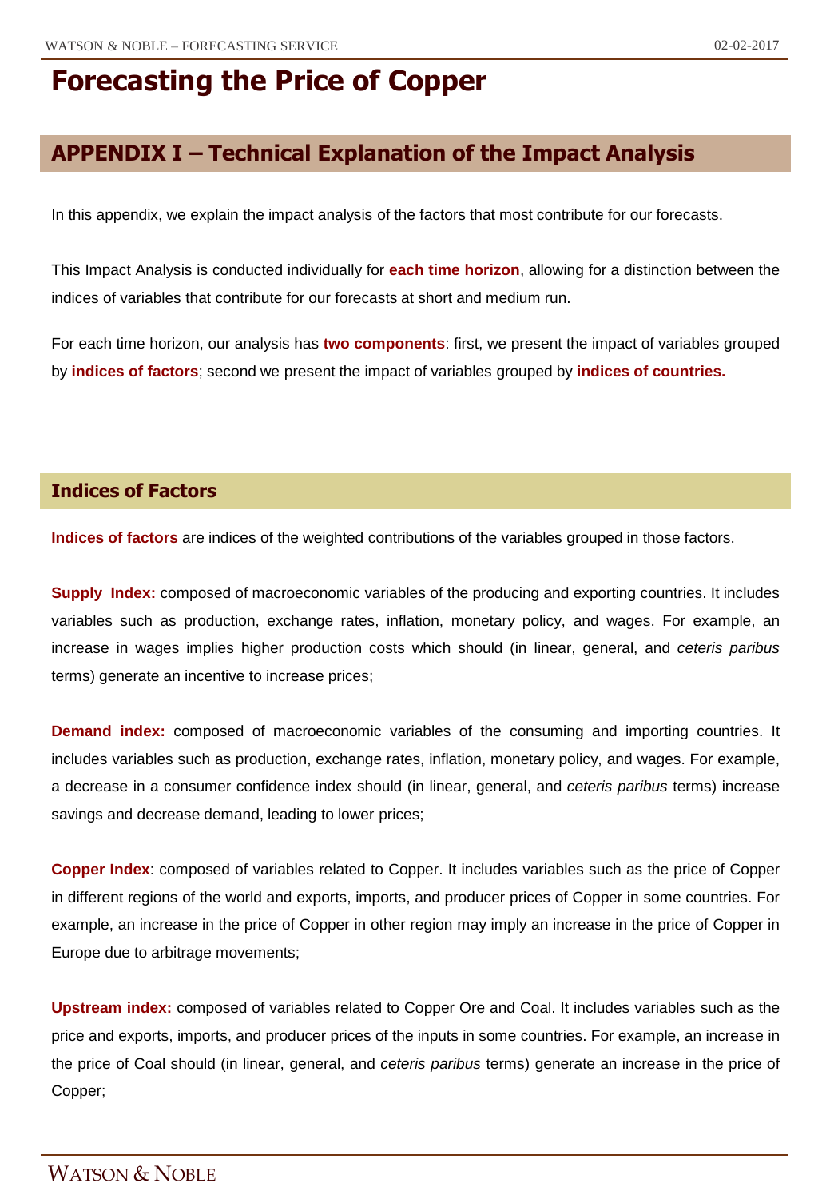# Forecasting the Price of Copper

## APPENDIX I – Technical Explanation of the Impact Analysis

In this appendix, we explain the impact analysis of the factors that most contribute for our forecasts.

This Impact Analysis is conducted individually for **each time horizon**, allowing for a distinction between the indices of variables that contribute for our forecasts at short and medium run.

For each time horizon, our analysis has **two components**: first, we present the impact of variables grouped by **indices of factors**; second we present the impact of variables grouped by **indices of countries.**

### Indices of Factors

**Indices of factors** are indices of the weighted contributions of the variables grouped in those factors.

**Supply Index:** composed of macroeconomic variables of the producing and exporting countries. It includes variables such as production, exchange rates, inflation, monetary policy, and wages. For example, an increase in wages implies higher production costs which should (in linear, general, and *ceteris paribus* terms) generate an incentive to increase prices;

**Demand index:** composed of macroeconomic variables of the consuming and importing countries. It includes variables such as production, exchange rates, inflation, monetary policy, and wages. For example, a decrease in a consumer confidence index should (in linear, general, and *ceteris paribus* terms) increase savings and decrease demand, leading to lower prices;

**Copper Index**: composed of variables related to Copper. It includes variables such as the price of Copper in different regions of the world and exports, imports, and producer prices of Copper in some countries. For example, an increase in the price of Copper in other region may imply an increase in the price of Copper in Europe due to arbitrage movements;

**Upstream index:** composed of variables related to Copper Ore and Coal. It includes variables such as the price and exports, imports, and producer prices of the inputs in some countries. For example, an increase in the price of Coal should (in linear, general, and *ceteris paribus* terms) generate an increase in the price of Copper;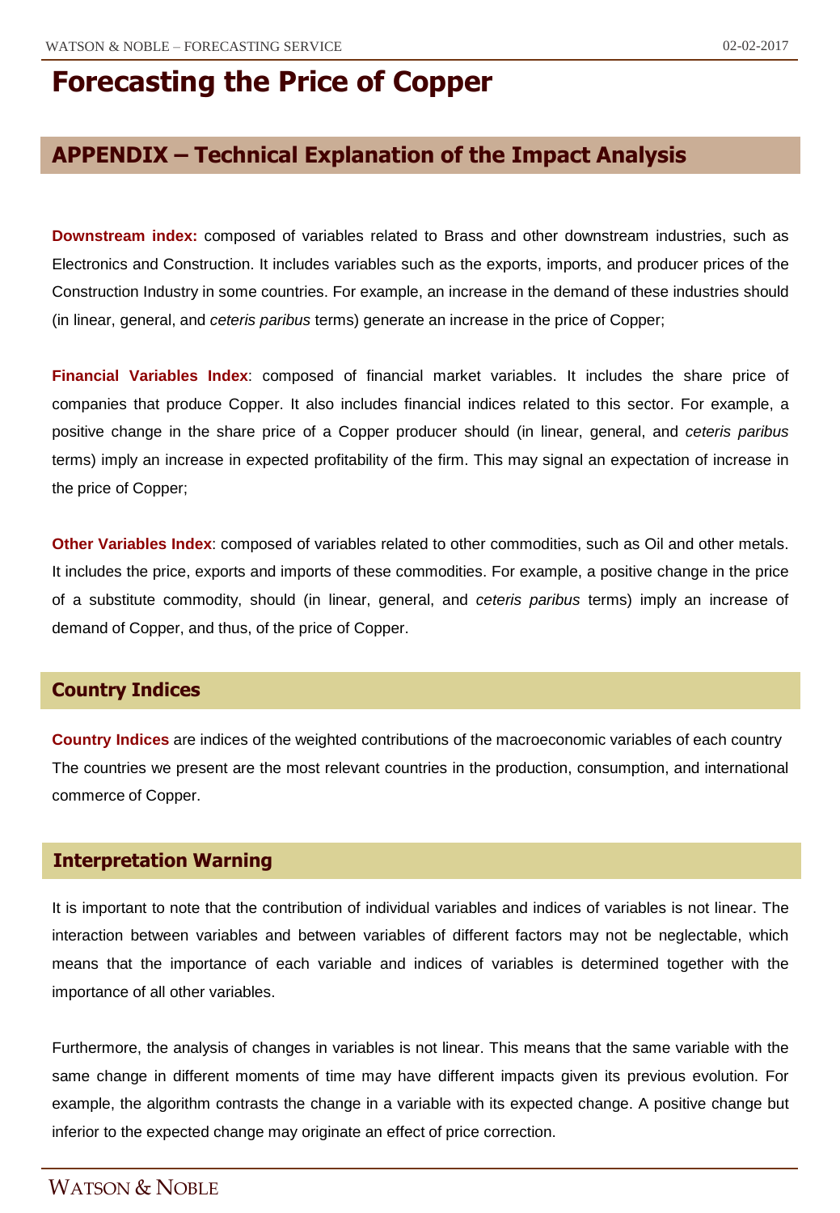# Forecasting the Price of Copper

## APPENDIX – Technical Explanation of the Impact Analysis

**Downstream index:** composed of variables related to Brass and other downstream industries, such as Electronics and Construction. It includes variables such as the exports, imports, and producer prices of the Construction Industry in some countries. For example, an increase in the demand of these industries should (in linear, general, and *ceteris paribus* terms) generate an increase in the price of Copper;

**Financial Variables Index**: composed of financial market variables. It includes the share price of companies that produce Copper. It also includes financial indices related to this sector. For example, a positive change in the share price of a Copper producer should (in linear, general, and *ceteris paribus* terms) imply an increase in expected profitability of the firm. This may signal an expectation of increase in the price of Copper;

**Other Variables Index**: composed of variables related to other commodities, such as Oil and other metals. It includes the price, exports and imports of these commodities. For example, a positive change in the price of a substitute commodity, should (in linear, general, and *ceteris paribus* terms) imply an increase of demand of Copper, and thus, of the price of Copper.

### Country Indices

**Country Indices** are indices of the weighted contributions of the macroeconomic variables of each country The countries we present are the most relevant countries in the production, consumption, and international commerce of Copper.

### Interpretation Warning

It is important to note that the contribution of individual variables and indices of variables is not linear. The interaction between variables and between variables of different factors may not be neglectable, which means that the importance of each variable and indices of variables is determined together with the importance of all other variables.

Furthermore, the analysis of changes in variables is not linear. This means that the same variable with the same change in different moments of time may have different impacts given its previous evolution. For example, the algorithm contrasts the change in a variable with its expected change. A positive change but inferior to the expected change may originate an effect of price correction.